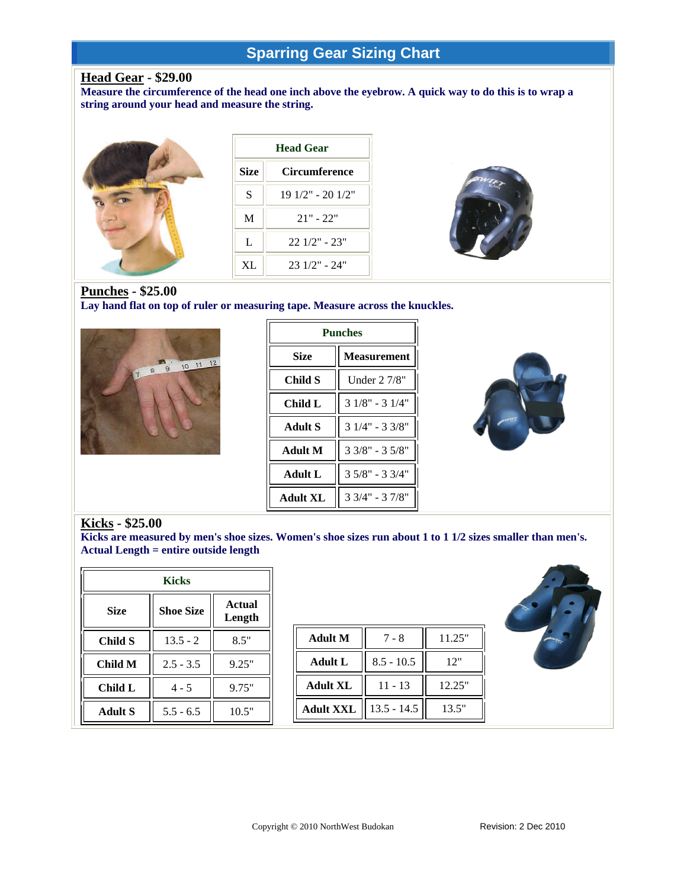# Sparring Gear Sizing Chart

## Head Gear - $29.00

**Measure the circumference of the head one inch above the eyebrow. A quick way to do this is to wrap a string around your head and measure the string.**

| Head Gear | |
|---|---|
| **Size** | **Circumference** |
| S | 19 1/2" - 20 1/2" |
| M | 21" - 22" |
| L | 22 1/2" - 23" |
| XL | 23 1/2" - 24" |

## Punches - $25.00

**Lay hand flat on top of ruler or measuring tape. Measure across the knuckles.**

| Punches | |
|---|---|
| **Size** | **Measurement** |
| **Child S** | Under 2 7/8" |
| **Child L** | 3 1/8" - 3 1/4" |
| **Adult S** | 3 1/4" - 3 3/8" |
| **Adult M** | 3 3/8" - 3 5/8" |
| **Adult L** | 3 5/8" - 3 3/4" |
| **Adult XL** | 3 3/4" - 3 7/8" |

## Kicks - $25.00

**Kicks are measured by men's shoe sizes. Women's shoe sizes run about 1 to 1 1/2 sizes smaller than men's. Actual Length = entire outside length**

| Kicks | | |
|---|---|---|
| **Size** | **Shoe Size** | **Actual Length** |
| **Child S** | 13.5 - 2 | 8.5" |
| **Child M** | 2.5 - 3.5 | 9.25" |
| **Child L** | 4 - 5 | 9.75" |
| **Adult S** | 5.5 - 6.5 | 10.5" |
| **Adult M** | 7 - 8 | 11.25" |
| **Adult L** | 8.5 - 10.5 | 12" |
| **Adult XL** | 11 - 13 | 12.25" |
| **Adult XXL** | 13.5 - 14.5 | 13.5" |

Copyright © 2010 NorthWest Budokan

Revision: 2 Dec 2010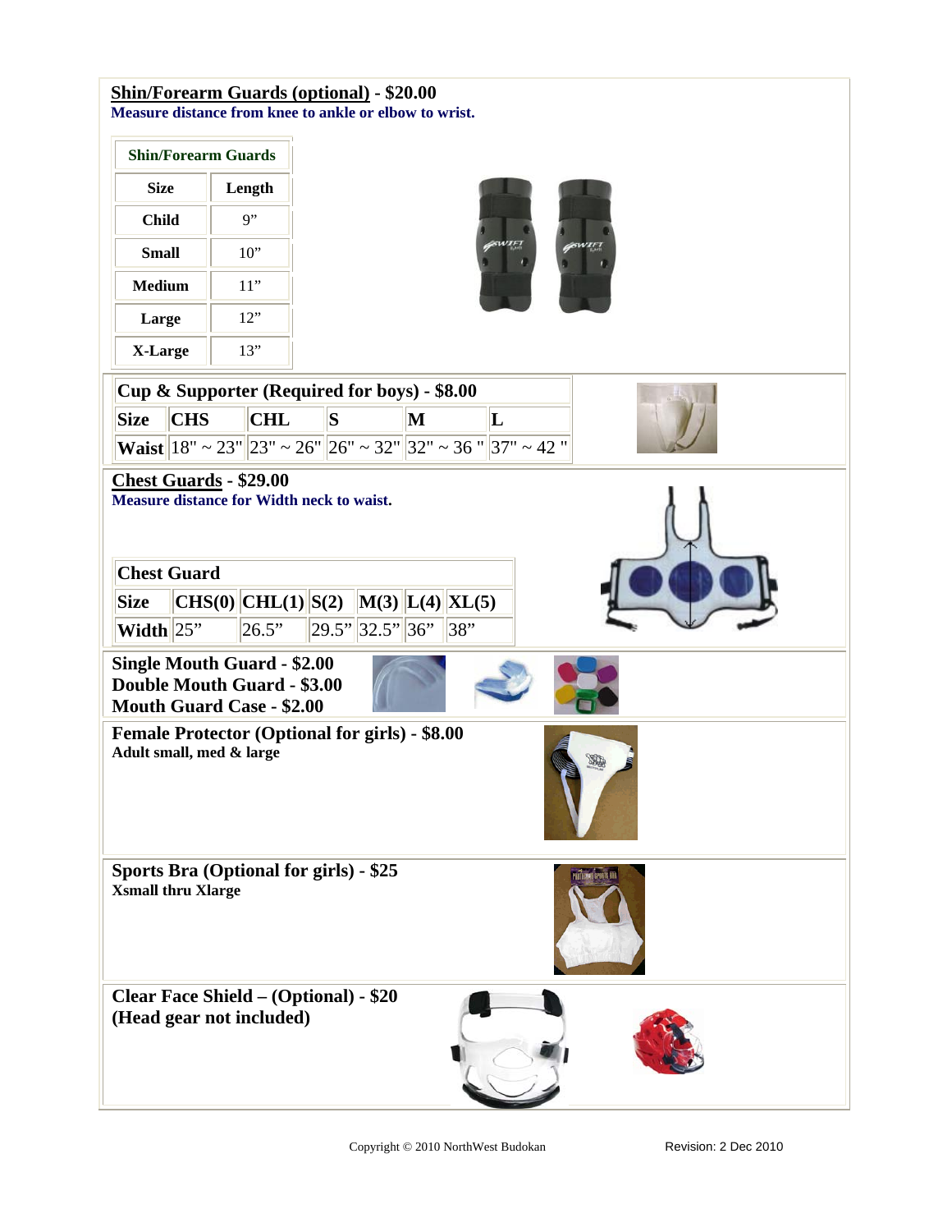**Shin/Forearm Guards (optional) - $20.00**
**Measure distance from knee to ankle or elbow to wrist.**

| Shin/Forearm Guards | |
|---|---|
| **Size** | **Length** |
| **Child** | 9" |
| **Small** | 10" |
| **Medium** | 11" |
| **Large** | 12" |
| **X-Large** | 13" |

| Cup & Supporter (Required for boys) - $8.00 | | | | | |
|---|---|---|---|---|---|
| **Size** | **CHS** | **CHL** | **S** | **M** | **L** |
| **Waist** | 18" ~ 23" | 23" ~ 26" | 26" ~ 32" | 32" ~ 36 " | 37" ~ 42 " |

**Chest Guards - $29.00**
**Measure distance for Width neck to waist.**

| Chest Guard | | | | | | |
|---|---|---|---|---|---|---|
| **Size** | **CHS(0)** | **CHL(1)** | **S(2)** | **M(3)** | **L(4)** | **XL(5)** |
| **Width** | 25" | 26.5" | 29.5" | 32.5" | 36" | 38" |

**Single Mouth Guard - $2.00**
**Double Mouth Guard - $3.00**
**Mouth Guard Case - $2.00**

**Female Protector (Optional for girls) - $8.00**
**Adult small, med & large**

**Sports Bra (Optional for girls) - $25**
**Xsmall thru Xlarge**

**Clear Face Shield – (Optional) - $20**
**(Head gear not included)**

Copyright © 2010 NorthWest Budokan

Revision: 2 Dec 2010